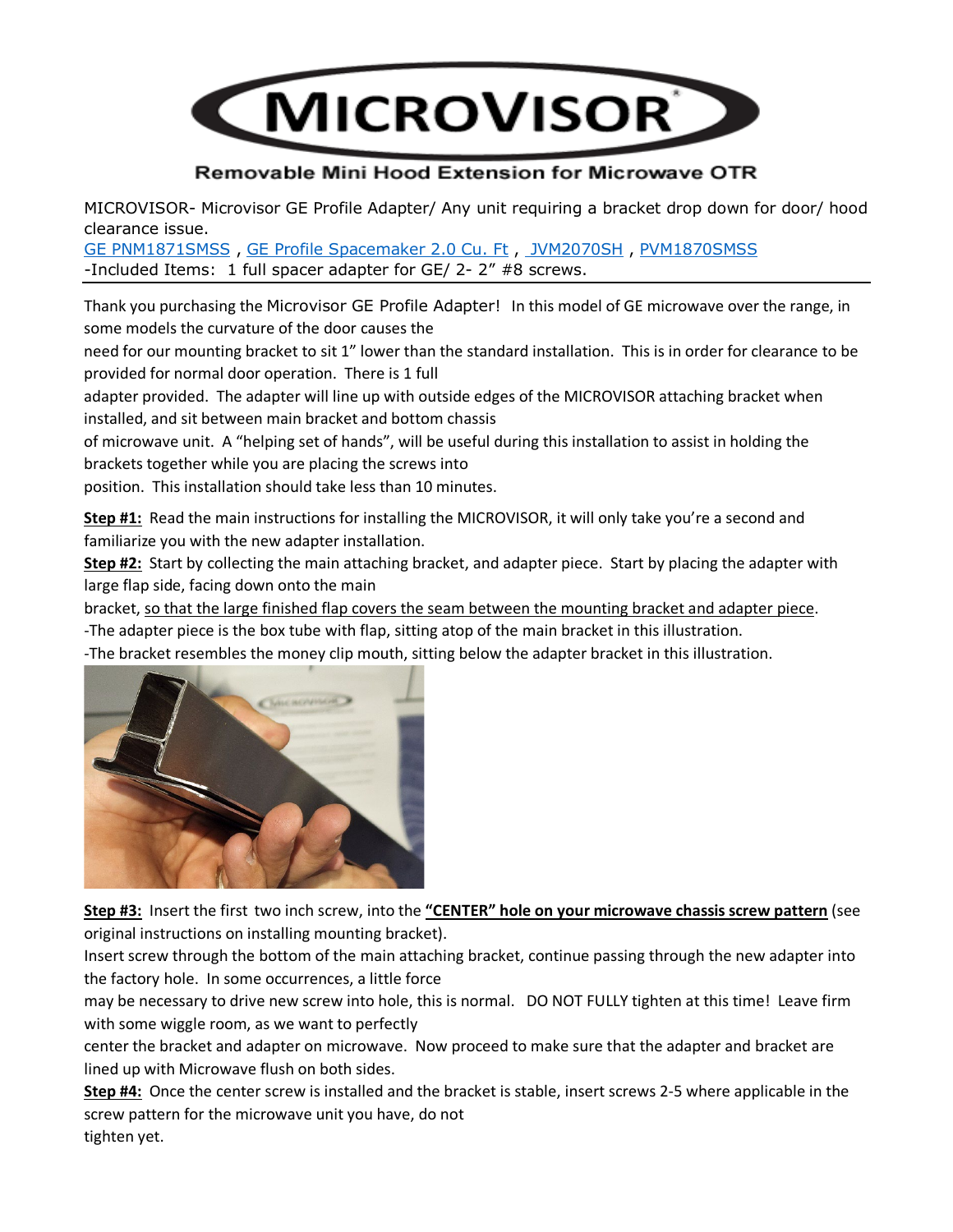# MICROVISOR

**Removable Mini Hood Extension for Microwave OTR**

MICROVISOR- Microvisor GE Profile Adapter/ Any unit requiring a bracket drop down for door/ hood clearance issue.

GE PNM1871SMSS , GE Profile Spacemaker 2.0 Cu. Ft , JVM2070SH , PVM1870SMSS

-Included Items: 1 full spacer adapter for GE/ 2- 2" #8 screws.

---

Thank you purchasing the Microvisor GE Profile Adapter! In this model of GE microwave over the range, in some models the curvature of the door causes the need for our mounting bracket to sit 1" lower than the standard installation. This is in order for clearance to be provided for normal door operation. There is 1 full adapter provided. The adapter will line up with outside edges of the MICROVISOR attaching bracket when installed, and sit between main bracket and bottom chassis of microwave unit. A "helping set of hands", will be useful during this installation to assist in holding the brackets together while you are placing the screws into position. This installation should take less than 10 minutes.

**Step #1:** Read the main instructions for installing the MICROVISOR, it will only take you're a second and familiarize you with the new adapter installation.

**Step #2:** Start by collecting the main attaching bracket, and adapter piece. Start by placing the adapter with large flap side, facing down onto the main bracket, so that the large finished flap covers the seam between the mounting bracket and adapter piece.

-The adapter piece is the box tube with flap, sitting atop of the main bracket in this illustration.

-The bracket resembles the money clip mouth, sitting below the adapter bracket in this illustration.

**Step #3:** Insert the first two inch screw, into the **"CENTER" hole on your microwave chassis screw pattern** (see original instructions on installing mounting bracket).

Insert screw through the bottom of the main attaching bracket, continue passing through the new adapter into the factory hole. In some occurrences, a little force may be necessary to drive new screw into hole, this is normal. DO NOT FULLY tighten at this time! Leave firm with some wiggle room, as we want to perfectly center the bracket and adapter on microwave. Now proceed to make sure that the adapter and bracket are lined up with Microwave flush on both sides.

**Step #4:** Once the center screw is installed and the bracket is stable, insert screws 2-5 where applicable in the screw pattern for the microwave unit you have, do not tighten yet.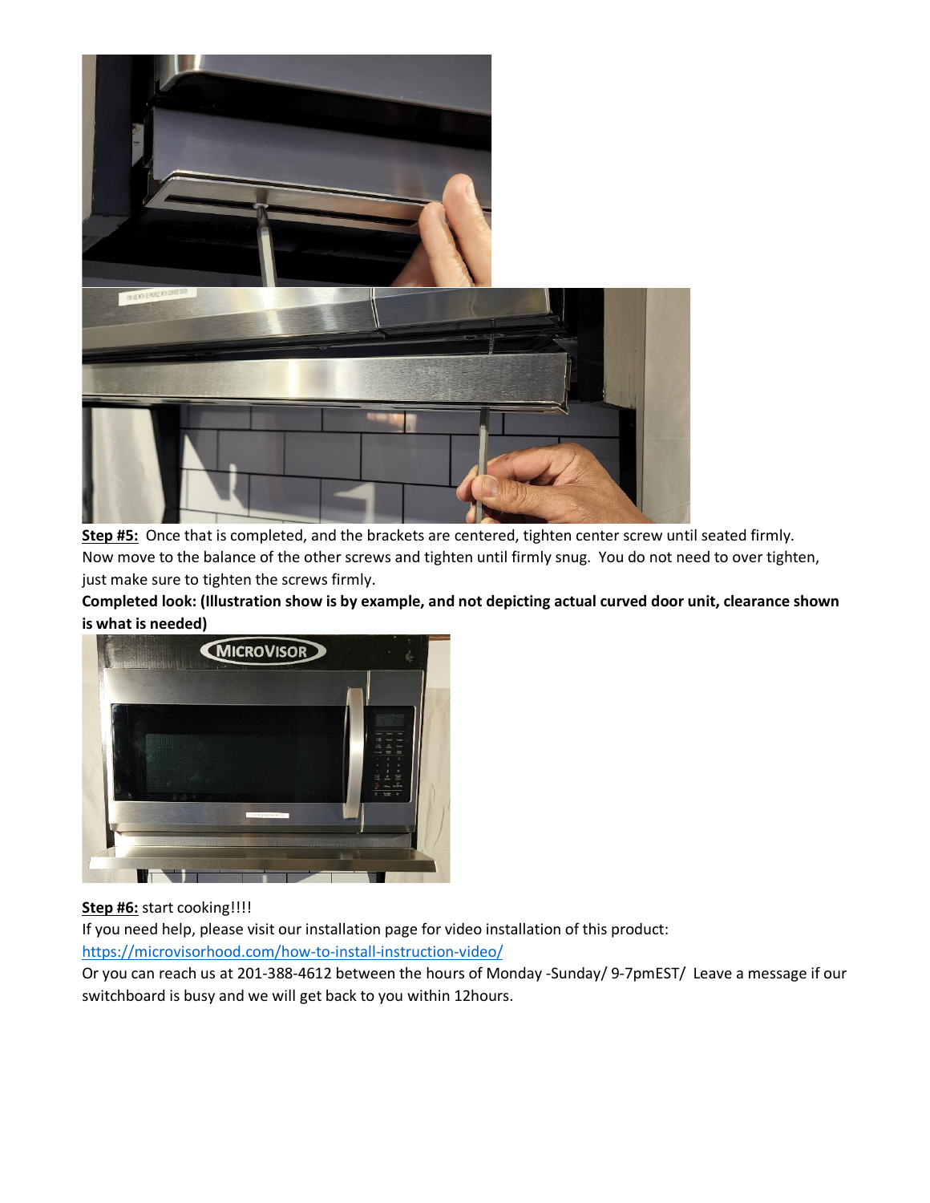**Step #5:** Once that is completed, and the brackets are centered, tighten center screw until seated firmly. Now move to the balance of the other screws and tighten until firmly snug. You do not need to over tighten, just make sure to tighten the screws firmly.

**Completed look: (Illustration show is by example, and not depicting actual curved door unit, clearance shown is what is needed)**

**Step #6:** start cooking!!!!

If you need help, please visit our installation page for video installation of this product: [https://microvisorhood.com/how-to-install-instruction-video/](https://microvisorhood.com/how-to-install-instruction-video/)

Or you can reach us at 201-388-4612 between the hours of Monday -Sunday/ 9-7pmEST/ Leave a message if our switchboard is busy and we will get back to you within 12hours.